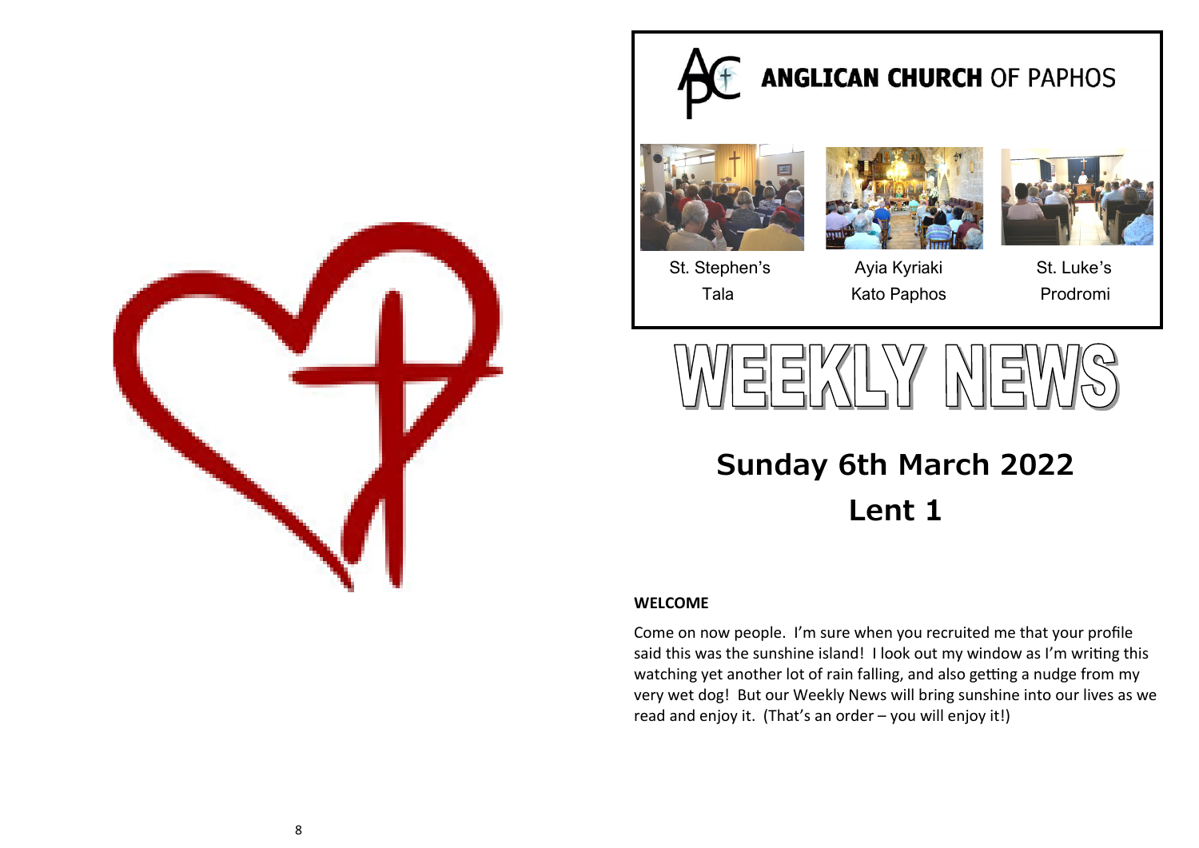# ANGLICAN CHURCH OF PAPHOS

| St. Stephen's | Ayia Kyriaki | St. Luke's |
| --- | --- | --- |
| Tala | Kato Paphos | Prodromi |

# WEEKLY NEWS

## Sunday 6th March 2022

## Lent 1

**WELCOME**

Come on now people. I'm sure when you recruited me that your profile said this was the sunshine island! I look out my window as I'm writing this watching yet another lot of rain falling, and also getting a nudge from my very wet dog! But our Weekly News will bring sunshine into our lives as we read and enjoy it. (That's an order – you will enjoy it!)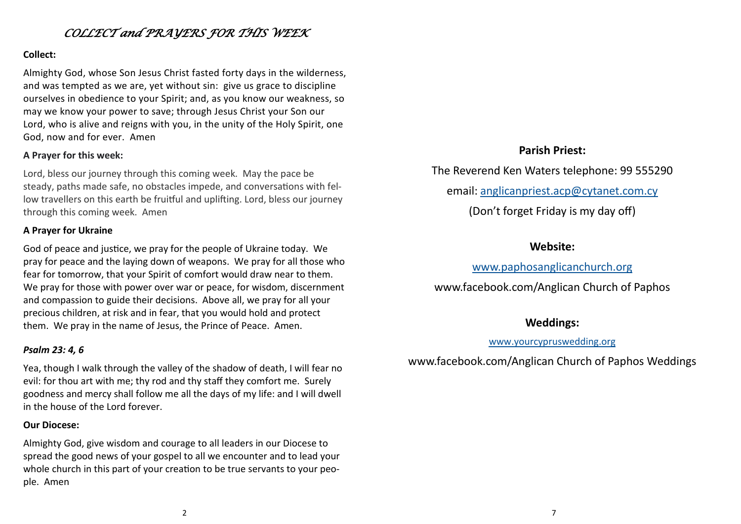# *COLLECT and PRAYERS FOR THIS WEEK*

**Collect:**

Almighty God, whose Son Jesus Christ fasted forty days in the wilderness, and was tempted as we are, yet without sin: give us grace to discipline ourselves in obedience to your Spirit; and, as you know our weakness, so may we know your power to save; through Jesus Christ your Son our Lord, who is alive and reigns with you, in the unity of the Holy Spirit, one God, now and for ever. Amen

**A Prayer for this week:**

Lord, bless our journey through this coming week. May the pace be steady, paths made safe, no obstacles impede, and conversations with fellow travellers on this earth be fruitful and uplifting. Lord, bless our journey through this coming week. Amen

**A Prayer for Ukraine**

God of peace and justice, we pray for the people of Ukraine today. We pray for peace and the laying down of weapons. We pray for all those who fear for tomorrow, that your Spirit of comfort would draw near to them. We pray for those with power over war or peace, for wisdom, discernment and compassion to guide their decisions. Above all, we pray for all your precious children, at risk and in fear, that you would hold and protect them. We pray in the name of Jesus, the Prince of Peace. Amen.

***Psalm 23: 4, 6***

Yea, though I walk through the valley of the shadow of death, I will fear no evil: for thou art with me; thy rod and thy staff they comfort me. Surely goodness and mercy shall follow me all the days of my life: and I will dwell in the house of the Lord forever.

**Our Diocese:**

Almighty God, give wisdom and courage to all leaders in our Diocese to spread the good news of your gospel to all we encounter and to lead your whole church in this part of your creation to be true servants to your people. Amen

**Parish Priest:**

The Reverend Ken Waters telephone: 99 555290

email: anglicanpriest.acp@cytanet.com.cy

(Don't forget Friday is my day off)

**Website:**

www.paphosanglicanchurch.org

www.facebook.com/Anglican Church of Paphos

**Weddings:**

www.yourcypruswedding.org

www.facebook.com/Anglican Church of Paphos Weddings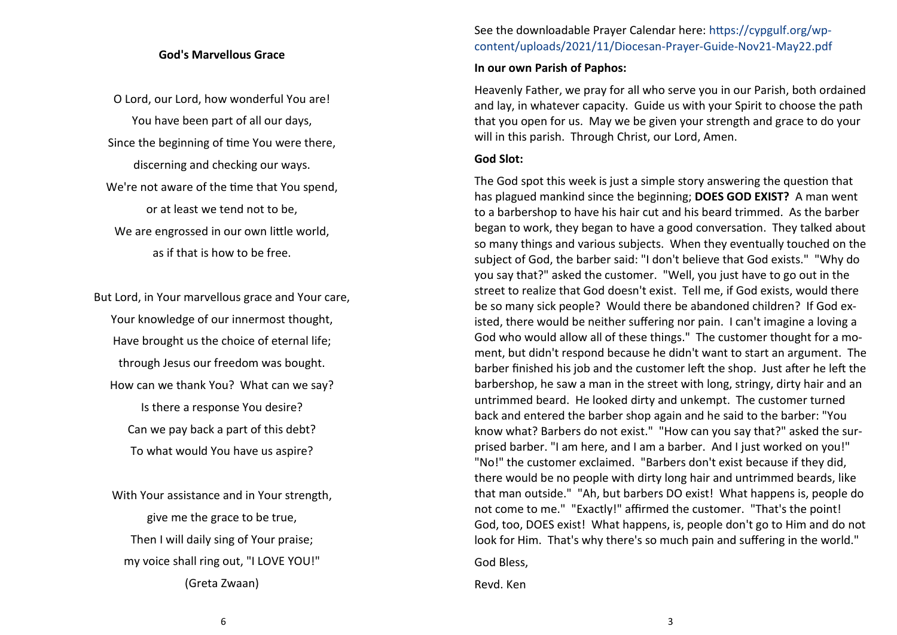## God's Marvellous Grace

O Lord, our Lord, how wonderful You are!
You have been part of all our days,
Since the beginning of time You were there,
discerning and checking our ways.
We're not aware of the time that You spend,
or at least we tend not to be,
We are engrossed in our own little world,
as if that is how to be free.

But Lord, in Your marvellous grace and Your care,
Your knowledge of our innermost thought,
Have brought us the choice of eternal life;
through Jesus our freedom was bought.
How can we thank You? What can we say?
Is there a response You desire?
Can we pay back a part of this debt?
To what would You have us aspire?

With Your assistance and in Your strength,
give me the grace to be true,
Then I will daily sing of Your praise;
my voice shall ring out, "I LOVE YOU!"
(Greta Zwaan)

See the downloadable Prayer Calendar here: https://cypgulf.org/wp-content/uploads/2021/11/Diocesan-Prayer-Guide-Nov21-May22.pdf

**In our own Parish of Paphos:**

Heavenly Father, we pray for all who serve you in our Parish, both ordained and lay, in whatever capacity. Guide us with your Spirit to choose the path that you open for us. May we be given your strength and grace to do your will in this parish. Through Christ, our Lord, Amen.

**God Slot:**

The God spot this week is just a simple story answering the question that has plagued mankind since the beginning; **DOES GOD EXIST?** A man went to a barbershop to have his hair cut and his beard trimmed. As the barber began to work, they began to have a good conversation. They talked about so many things and various subjects. When they eventually touched on the subject of God, the barber said: "I don't believe that God exists." "Why do you say that?" asked the customer. "Well, you just have to go out in the street to realize that God doesn't exist. Tell me, if God exists, would there be so many sick people? Would there be abandoned children? If God existed, there would be neither suffering nor pain. I can't imagine a loving a God who would allow all of these things." The customer thought for a moment, but didn't respond because he didn't want to start an argument. The barber finished his job and the customer left the shop. Just after he left the barbershop, he saw a man in the street with long, stringy, dirty hair and an untrimmed beard. He looked dirty and unkempt. The customer turned back and entered the barber shop again and he said to the barber: "You know what? Barbers do not exist." "How can you say that?" asked the surprised barber. "I am here, and I am a barber. And I just worked on you!" "No!" the customer exclaimed. "Barbers don't exist because if they did, there would be no people with dirty long hair and untrimmed beards, like that man outside." "Ah, but barbers DO exist! What happens is, people do not come to me." "Exactly!" affirmed the customer. "That's the point! God, too, DOES exist! What happens, is, people don't go to Him and do not look for Him. That's why there's so much pain and suffering in the world."

God Bless,

Revd. Ken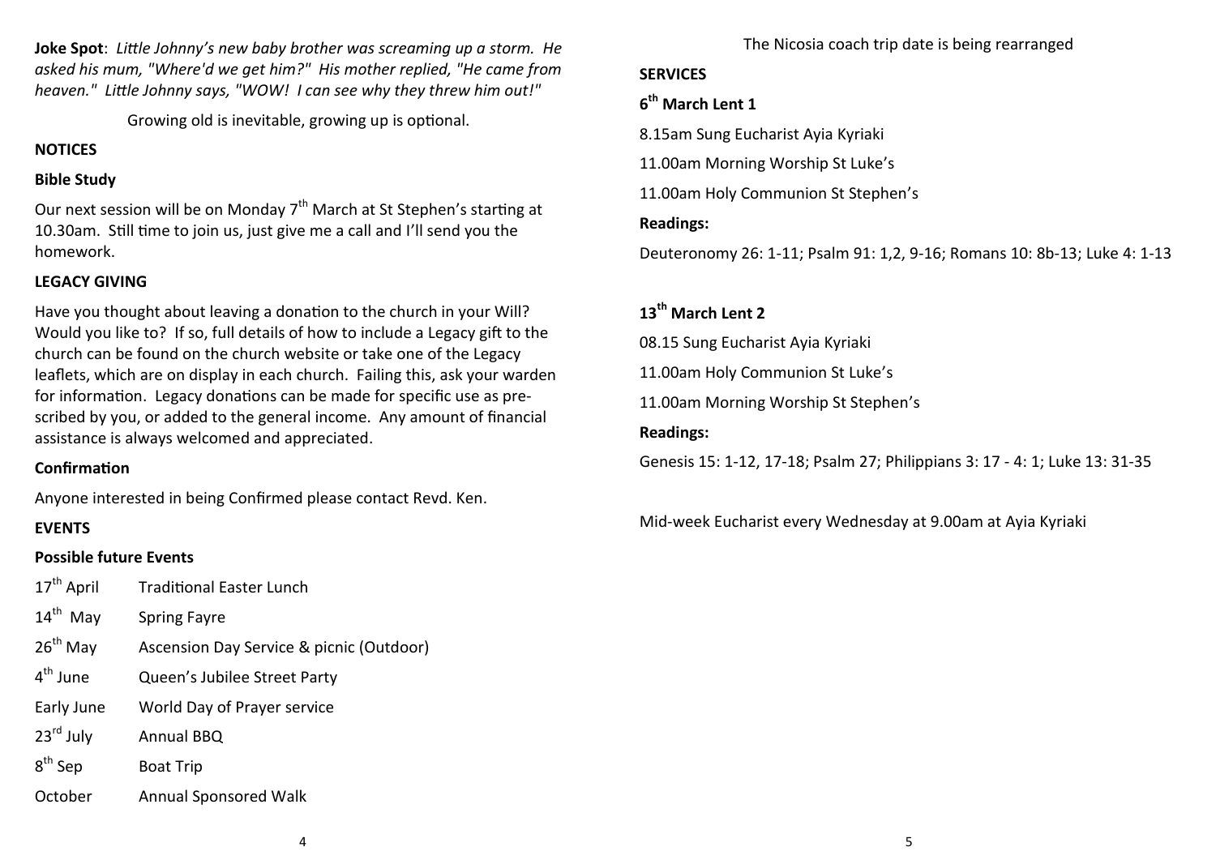**Joke Spot**: *Little Johnny's new baby brother was screaming up a storm. He asked his mum, "Where'd we get him?" His mother replied, "He came from heaven." Little Johnny says, "WOW! I can see why they threw him out!"*

Growing old is inevitable, growing up is optional.

**NOTICES**

**Bible Study**

Our next session will be on Monday 7th March at St Stephen's starting at 10.30am. Still time to join us, just give me a call and I'll send you the homework.

**LEGACY GIVING**

Have you thought about leaving a donation to the church in your Will? Would you like to? If so, full details of how to include a Legacy gift to the church can be found on the church website or take one of the Legacy leaflets, which are on display in each church. Failing this, ask your warden for information. Legacy donations can be made for specific use as pre-scribed by you, or added to the general income. Any amount of financial assistance is always welcomed and appreciated.

**Confirmation**

Anyone interested in being Confirmed please contact Revd. Ken.

**EVENTS**

**Possible future Events**

| | |
|---|---|
| 17th April | Traditional Easter Lunch |
| 14th May | Spring Fayre |
| 26th May | Ascension Day Service & picnic (Outdoor) |
| 4th June | Queen's Jubilee Street Party |
| Early June | World Day of Prayer service |
| 23rd July | Annual BBQ |
| 8th Sep | Boat Trip |
| October | Annual Sponsored Walk |

The Nicosia coach trip date is being rearranged

**SERVICES**

**6th March Lent 1**

8.15am Sung Eucharist Ayia Kyriaki

11.00am Morning Worship St Luke's

11.00am Holy Communion St Stephen's

**Readings:**

Deuteronomy 26: 1-11; Psalm 91: 1,2, 9-16; Romans 10: 8b-13; Luke 4: 1-13

**13th March Lent 2**

08.15 Sung Eucharist Ayia Kyriaki

11.00am Holy Communion St Luke's

11.00am Morning Worship St Stephen's

**Readings:**

Genesis 15: 1-12, 17-18; Psalm 27; Philippians 3: 17 - 4: 1; Luke 13: 31-35

Mid-week Eucharist every Wednesday at 9.00am at Ayia Kyriaki